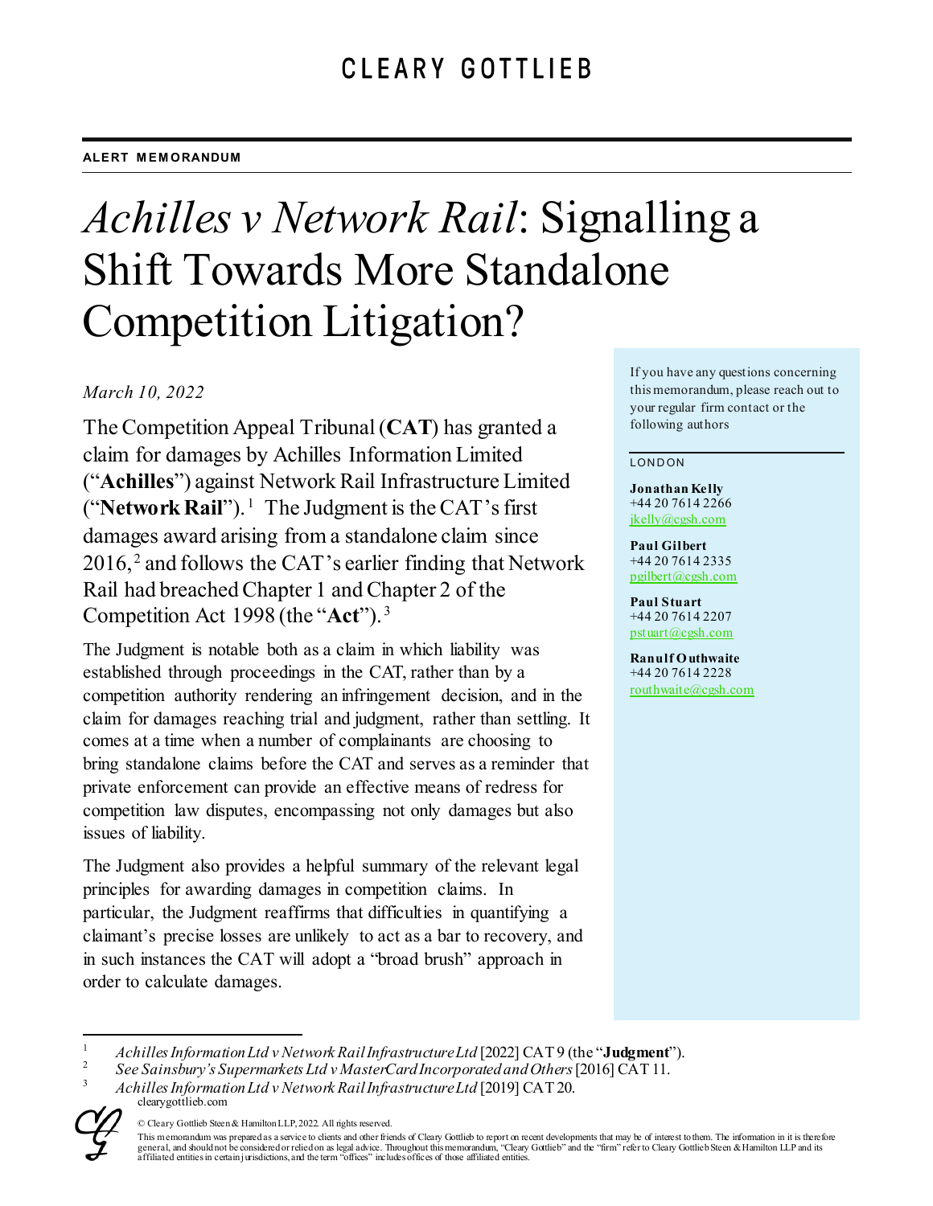CLEARY GOTTLIEB

ALERT MEMORANDUM

# *Achilles v Network Rail*: Signalling a Shift Towards More Standalone Competition Litigation?

*March 10, 2022*

The Competition Appeal Tribunal (**CAT**) has granted a claim for damages by Achilles Information Limited ("**Achilles**") against Network Rail Infrastructure Limited ("**Network Rail**").[1] The Judgment is the CAT's first damages award arising from a standalone claim since 2016,[2] and follows the CAT's earlier finding that Network Rail had breached Chapter 1 and Chapter 2 of the Competition Act 1998 (the "**Act**").[3]

The Judgment is notable both as a claim in which liability was established through proceedings in the CAT, rather than by a competition authority rendering an infringement decision, and in the claim for damages reaching trial and judgment, rather than settling. It comes at a time when a number of complainants are choosing to bring standalone claims before the CAT and serves as a reminder that private enforcement can provide an effective means of redress for competition law disputes, encompassing not only damages but also issues of liability.

The Judgment also provides a helpful summary of the relevant legal principles for awarding damages in competition claims. In particular, the Judgment reaffirms that difficulties in quantifying a claimant's precise losses are unlikely to act as a bar to recovery, and in such instances the CAT will adopt a "broad brush" approach in order to calculate damages.

If you have any questions concerning this memorandum, please reach out to your regular firm contact or the following authors

LONDON

**Jonathan Kelly**
+44 20 7614 2266
jkelly@cgsh.com

**Paul Gilbert**
+44 20 7614 2335
pgilbert@cgsh.com

**Paul Stuart**
+44 20 7614 2207
pstuart@cgsh.com

**Ranulf Outhwaite**
+44 20 7614 2228
routhwaite@cgsh.com

---

1 *Achilles Information Ltd v Network Rail Infrastructure Ltd* [2022] CAT 9 (the "**Judgment**").

2 *See Sainsbury's Supermarkets Ltd v MasterCard Incorporated and Others* [2016] CAT 11.

3 *Achilles Information Ltd v Network Rail Infrastructure Ltd* [2019] CAT 20.

clearygottlieb.com

© Cleary Gottlieb Steen & Hamilton LLP, 2022. All rights reserved.

This memorandum was prepared as a service to clients and other friends of Cleary Gottlieb to report on recent developments that may be of interest to them. The information in it is therefore general, and should not be considered or relied on as legal advice. Throughout this memorandum, "Cleary Gottlieb" and the "firm" refer to Cleary Gottlieb Steen & Hamilton LLP and its affiliated entities in certain jurisdictions, and the term "offices" includes offices of those affiliated entities.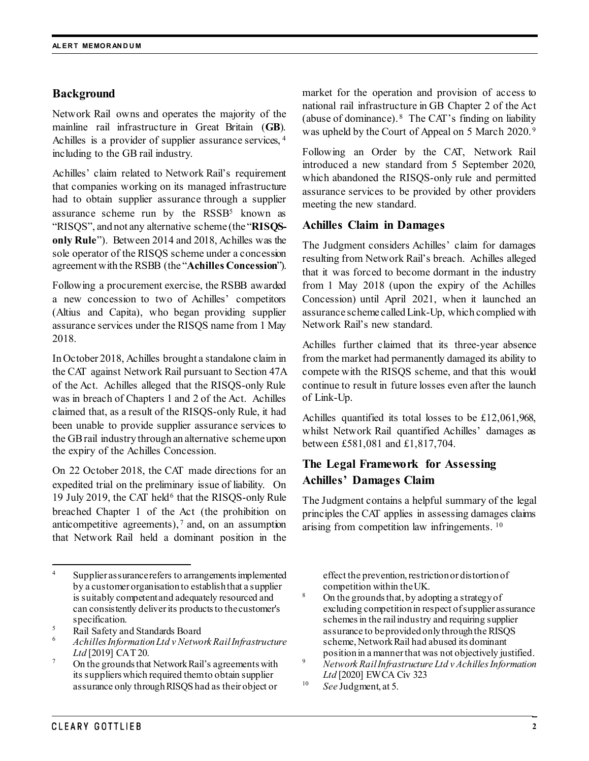## Background

Network Rail owns and operates the majority of the mainline rail infrastructure in Great Britain (**GB**). Achilles is a provider of supplier assurance services,[4] including to the GB rail industry.

Achilles' claim related to Network Rail's requirement that companies working on its managed infrastructure had to obtain supplier assurance through a supplier assurance scheme run by the RSSB[5] known as "RISQS", and not any alternative scheme (the "**RISQS-only Rule**"). Between 2014 and 2018, Achilles was the sole operator of the RISQS scheme under a concession agreement with the RSBB (the "**Achilles Concession**").

Following a procurement exercise, the RSBB awarded a new concession to two of Achilles' competitors (Altius and Capita), who began providing supplier assurance services under the RISQS name from 1 May 2018.

In October 2018, Achilles brought a standalone claim in the CAT against Network Rail pursuant to Section 47A of the Act. Achilles alleged that the RISQS-only Rule was in breach of Chapters 1 and 2 of the Act. Achilles claimed that, as a result of the RISQS-only Rule, it had been unable to provide supplier assurance services to the GB rail industry through an alternative scheme upon the expiry of the Achilles Concession.

On 22 October 2018, the CAT made directions for an expedited trial on the preliminary issue of liability. On 19 July 2019, the CAT held[6] that the RISQS-only Rule breached Chapter 1 of the Act (the prohibition on anticompetitive agreements),[7] and, on an assumption that Network Rail held a dominant position in the market for the operation and provision of access to national rail infrastructure in GB Chapter 2 of the Act (abuse of dominance).[8] The CAT's finding on liability was upheld by the Court of Appeal on 5 March 2020.[9]

Following an Order by the CAT, Network Rail introduced a new standard from 5 September 2020, which abandoned the RISQS-only rule and permitted assurance services to be provided by other providers meeting the new standard.

## Achilles Claim in Damages

The Judgment considers Achilles' claim for damages resulting from Network Rail's breach. Achilles alleged that it was forced to become dormant in the industry from 1 May 2018 (upon the expiry of the Achilles Concession) until April 2021, when it launched an assurance scheme called Link-Up, which complied with Network Rail's new standard.

Achilles further claimed that its three-year absence from the market had permanently damaged its ability to compete with the RISQS scheme, and that this would continue to result in future losses even after the launch of Link-Up.

Achilles quantified its total losses to be £12,061,968, whilst Network Rail quantified Achilles' damages as between £581,081 and £1,817,704.

## The Legal Framework for Assessing Achilles' Damages Claim

The Judgment contains a helpful summary of the legal principles the CAT applies in assessing damages claims arising from competition law infringements.[10]

---

[4] Supplier assurance refers to arrangements implemented by a customer organisation to establish that a supplier is suitably competent and adequately resourced and can consistently deliver its products to the customer's specification.

[5] Rail Safety and Standards Board

[6] *Achilles Information Ltd v Network Rail Infrastructure Ltd* [2019] CAT 20.

[7] On the grounds that Network Rail's agreements with its suppliers which required them to obtain supplier assurance only through RISQS had as their object or effect the prevention, restriction or distortion of competition within the UK.

[8] On the grounds that, by adopting a strategy of excluding competition in respect of supplier assurance schemes in the rail industry and requiring supplier assurance to be provided only through the RISQS scheme, Network Rail had abused its dominant position in a manner that was not objectively justified.

[9] *Network Rail Infrastructure Ltd v Achilles Information Ltd* [2020] EWCA Civ 323

[10] *See* Judgment, at 5.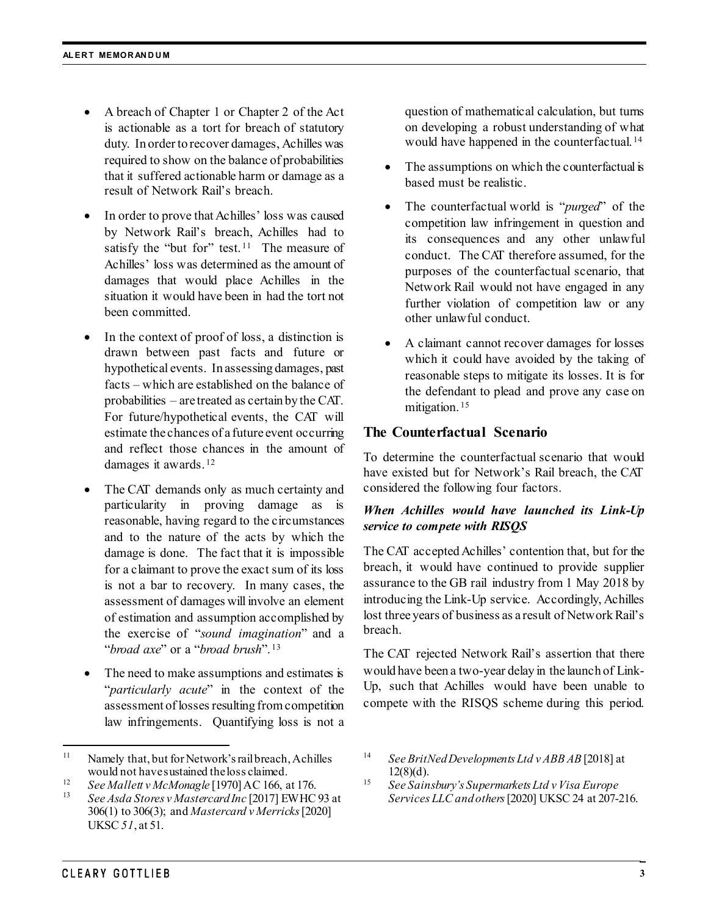- A breach of Chapter 1 or Chapter 2 of the Act is actionable as a tort for breach of statutory duty. In order to recover damages, Achilles was required to show on the balance of probabilities that it suffered actionable harm or damage as a result of Network Rail's breach.

- In order to prove that Achilles' loss was caused by Network Rail's breach, Achilles had to satisfy the "but for" test.[11] The measure of Achilles' loss was determined as the amount of damages that would place Achilles in the situation it would have been in had the tort not been committed.

- In the context of proof of loss, a distinction is drawn between past facts and future or hypothetical events. In assessing damages, past facts – which are established on the balance of probabilities – are treated as certain by the CAT. For future/hypothetical events, the CAT will estimate the chances of a future event occurring and reflect those chances in the amount of damages it awards.[12]

- The CAT demands only as much certainty and particularity in proving damage as is reasonable, having regard to the circumstances and to the nature of the acts by which the damage is done. The fact that it is impossible for a claimant to prove the exact sum of its loss is not a bar to recovery. In many cases, the assessment of damages will involve an element of estimation and assumption accomplished by the exercise of "*sound imagination*" and a "*broad axe*" or a "*broad brush*".[13]

- The need to make assumptions and estimates is "*particularly acute*" in the context of the assessment of losses resulting from competition law infringements. Quantifying loss is not a question of mathematical calculation, but turns on developing a robust understanding of what would have happened in the counterfactual.[14]

- The assumptions on which the counterfactual is based must be realistic.

- The counterfactual world is "*purged*" of the competition law infringement in question and its consequences and any other unlawful conduct. The CAT therefore assumed, for the purposes of the counterfactual scenario, that Network Rail would not have engaged in any further violation of competition law or any other unlawful conduct.

- A claimant cannot recover damages for losses which it could have avoided by the taking of reasonable steps to mitigate its losses. It is for the defendant to plead and prove any case on mitigation.[15]

## The Counterfactual Scenario

To determine the counterfactual scenario that would have existed but for Network's Rail breach, the CAT considered the following four factors.

### *When Achilles would have launched its Link-Up service to compete with RISQS*

The CAT accepted Achilles' contention that, but for the breach, it would have continued to provide supplier assurance to the GB rail industry from 1 May 2018 by introducing the Link-Up service. Accordingly, Achilles lost three years of business as a result of Network Rail's breach.

The CAT rejected Network Rail's assertion that there would have been a two-year delay in the launch of Link-Up, such that Achilles would have been unable to compete with the RISQS scheme during this period.

---

[11] Namely that, but for Network's rail breach, Achilles would not have sustained the loss claimed.

[12] *See Mallett v McMonagle* [1970] AC 166, at 176.

[13] *See Asda Stores v Mastercard Inc* [2017] EWHC 93 at 306(1) to 306(3); and *Mastercard v Merricks* [2020] UKSC *51*, at 51.

[14] *See BritNed Developments Ltd v ABB AB* [2018] at 12(8)(d).

[15] *See Sainsbury's Supermarkets Ltd v Visa Europe Services LLC and others* [2020] UKSC 24 at 207-216.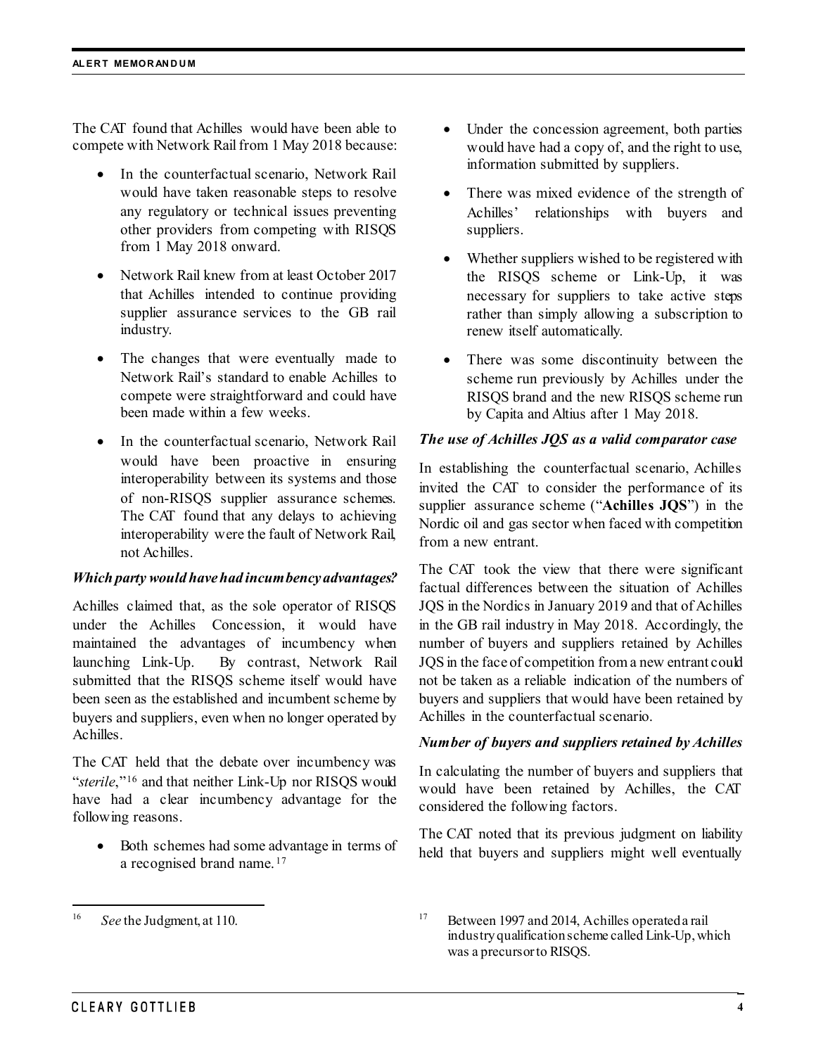The CAT found that Achilles would have been able to compete with Network Rail from 1 May 2018 because:

- In the counterfactual scenario, Network Rail would have taken reasonable steps to resolve any regulatory or technical issues preventing other providers from competing with RISQS from 1 May 2018 onward.
- Network Rail knew from at least October 2017 that Achilles intended to continue providing supplier assurance services to the GB rail industry.
- The changes that were eventually made to Network Rail's standard to enable Achilles to compete were straightforward and could have been made within a few weeks.
- In the counterfactual scenario, Network Rail would have been proactive in ensuring interoperability between its systems and those of non-RISQS supplier assurance schemes. The CAT found that any delays to achieving interoperability were the fault of Network Rail, not Achilles.

***Which party would have had incumbency advantages?***

Achilles claimed that, as the sole operator of RISQS under the Achilles Concession, it would have maintained the advantages of incumbency when launching Link-Up. By contrast, Network Rail submitted that the RISQS scheme itself would have been seen as the established and incumbent scheme by buyers and suppliers, even when no longer operated by Achilles.

The CAT held that the debate over incumbency was "*sterile*,"[16] and that neither Link-Up nor RISQS would have had a clear incumbency advantage for the following reasons.

- Both schemes had some advantage in terms of a recognised brand name.[17]
- Under the concession agreement, both parties would have had a copy of, and the right to use, information submitted by suppliers.
- There was mixed evidence of the strength of Achilles' relationships with buyers and suppliers.
- Whether suppliers wished to be registered with the RISQS scheme or Link-Up, it was necessary for suppliers to take active steps rather than simply allowing a subscription to renew itself automatically.
- There was some discontinuity between the scheme run previously by Achilles under the RISQS brand and the new RISQS scheme run by Capita and Altius after 1 May 2018.

***The use of Achilles JQS as a valid comparator case***

In establishing the counterfactual scenario, Achilles invited the CAT to consider the performance of its supplier assurance scheme ("**Achilles JQS**") in the Nordic oil and gas sector when faced with competition from a new entrant.

The CAT took the view that there were significant factual differences between the situation of Achilles JQS in the Nordics in January 2019 and that of Achilles in the GB rail industry in May 2018. Accordingly, the number of buyers and suppliers retained by Achilles JQS in the face of competition from a new entrant could not be taken as a reliable indication of the numbers of buyers and suppliers that would have been retained by Achilles in the counterfactual scenario.

***Number of buyers and suppliers retained by Achilles***

In calculating the number of buyers and suppliers that would have been retained by Achilles, the CAT considered the following factors.

The CAT noted that its previous judgment on liability held that buyers and suppliers might well eventually

---

[16] *See* the Judgment, at 110.

[17] Between 1997 and 2014, Achilles operated a rail industry qualification scheme called Link-Up, which was a precursor to RISQS.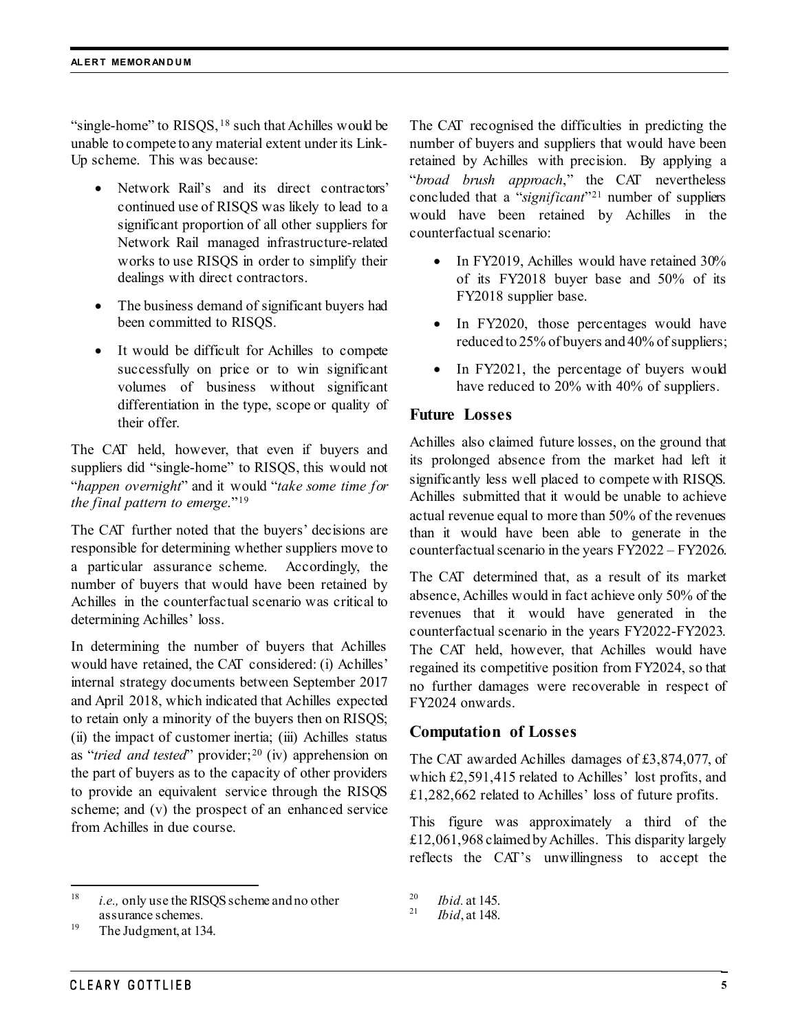"single-home" to RISQS,[18] such that Achilles would be unable to compete to any material extent under its Link-Up scheme. This was because:

- Network Rail's and its direct contractors' continued use of RISQS was likely to lead to a significant proportion of all other suppliers for Network Rail managed infrastructure-related works to use RISQS in order to simplify their dealings with direct contractors.
- The business demand of significant buyers had been committed to RISQS.
- It would be difficult for Achilles to compete successfully on price or to win significant volumes of business without significant differentiation in the type, scope or quality of their offer.

The CAT held, however, that even if buyers and suppliers did "single-home" to RISQS, this would not "*happen overnight*" and it would "*take some time for the final pattern to emerge*."[19]

The CAT further noted that the buyers' decisions are responsible for determining whether suppliers move to a particular assurance scheme. Accordingly, the number of buyers that would have been retained by Achilles in the counterfactual scenario was critical to determining Achilles' loss.

In determining the number of buyers that Achilles would have retained, the CAT considered: (i) Achilles' internal strategy documents between September 2017 and April 2018, which indicated that Achilles expected to retain only a minority of the buyers then on RISQS; (ii) the impact of customer inertia; (iii) Achilles status as "*tried and tested*" provider;[20] (iv) apprehension on the part of buyers as to the capacity of other providers to provide an equivalent service through the RISQS scheme; and (v) the prospect of an enhanced service from Achilles in due course.

The CAT recognised the difficulties in predicting the number of buyers and suppliers that would have been retained by Achilles with precision. By applying a "*broad brush approach*," the CAT nevertheless concluded that a "*significant*"[21] number of suppliers would have been retained by Achilles in the counterfactual scenario:

- In FY2019, Achilles would have retained 30% of its FY2018 buyer base and 50% of its FY2018 supplier base.
- In FY2020, those percentages would have reduced to 25% of buyers and 40% of suppliers;
- In FY2021, the percentage of buyers would have reduced to 20% with 40% of suppliers.

## Future Losses

Achilles also claimed future losses, on the ground that its prolonged absence from the market had left it significantly less well placed to compete with RISQS. Achilles submitted that it would be unable to achieve actual revenue equal to more than 50% of the revenues than it would have been able to generate in the counterfactual scenario in the years FY2022 – FY2026.

The CAT determined that, as a result of its market absence, Achilles would in fact achieve only 50% of the revenues that it would have generated in the counterfactual scenario in the years FY2022-FY2023. The CAT held, however, that Achilles would have regained its competitive position from FY2024, so that no further damages were recoverable in respect of FY2024 onwards.

## Computation of Losses

The CAT awarded Achilles damages of £3,874,077, of which £2,591,415 related to Achilles' lost profits, and £1,282,662 related to Achilles' loss of future profits.

This figure was approximately a third of the £12,061,968 claimed by Achilles. This disparity largely reflects the CAT's unwillingness to accept the

---

[18] *i.e.,* only use the RISQS scheme and no other assurance schemes.

[19] The Judgment, at 134.

[20] *Ibid.* at 145.

[21] *Ibid*, at 148.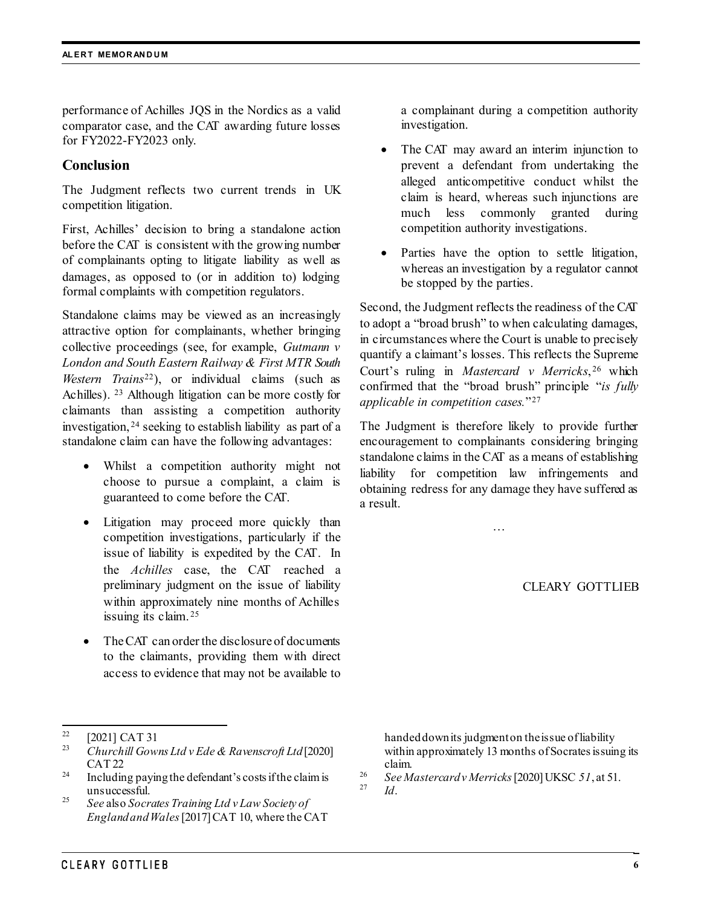performance of Achilles JQS in the Nordics as a valid comparator case, and the CAT awarding future losses for FY2022-FY2023 only.

## Conclusion

The Judgment reflects two current trends in UK competition litigation.

First, Achilles' decision to bring a standalone action before the CAT is consistent with the growing number of complainants opting to litigate liability as well as damages, as opposed to (or in addition to) lodging formal complaints with competition regulators.

Standalone claims may be viewed as an increasingly attractive option for complainants, whether bringing collective proceedings (see, for example, *Gutmann v London and South Eastern Railway & First MTR South Western Trains*[22]), or individual claims (such as Achilles).[23] Although litigation can be more costly for claimants than assisting a competition authority investigation,[24] seeking to establish liability as part of a standalone claim can have the following advantages:

- Whilst a competition authority might not choose to pursue a complaint, a claim is guaranteed to come before the CAT.
- Litigation may proceed more quickly than competition investigations, particularly if the issue of liability is expedited by the CAT. In the *Achilles* case, the CAT reached a preliminary judgment on the issue of liability within approximately nine months of Achilles issuing its claim.[25]
- The CAT can order the disclosure of documents to the claimants, providing them with direct access to evidence that may not be available to a complainant during a competition authority investigation.
- The CAT may award an interim injunction to prevent a defendant from undertaking the alleged anticompetitive conduct whilst the claim is heard, whereas such injunctions are much less commonly granted during competition authority investigations.
- Parties have the option to settle litigation, whereas an investigation by a regulator cannot be stopped by the parties.

Second, the Judgment reflects the readiness of the CAT to adopt a "broad brush" to when calculating damages, in circumstances where the Court is unable to precisely quantify a claimant's losses. This reflects the Supreme Court's ruling in *Mastercard v Merricks*,[26] which confirmed that the "broad brush" principle "*is fully applicable in competition cases.*"[27]

The Judgment is therefore likely to provide further encouragement to complainants considering bringing standalone claims in the CAT as a means of establishing liability for competition law infringements and obtaining redress for any damage they have suffered as a result.

…

CLEARY GOTTLIEB

---

[22] [2021] CAT 31

[23] *Churchill Gowns Ltd v Ede & Ravenscroft Ltd* [2020] CAT 22

[24] Including paying the defendant's costs if the claim is unsuccessful.

[25] *See* also *Socrates Training Ltd v Law Society of England and Wales* [2017] CAT 10, where the CAT handed down its judgment on the issue of liability within approximately 13 months of Socrates issuing its claim.

[26] *See Mastercard v Merricks* [2020] UKSC *51*, at 51.

[27] *Id*.